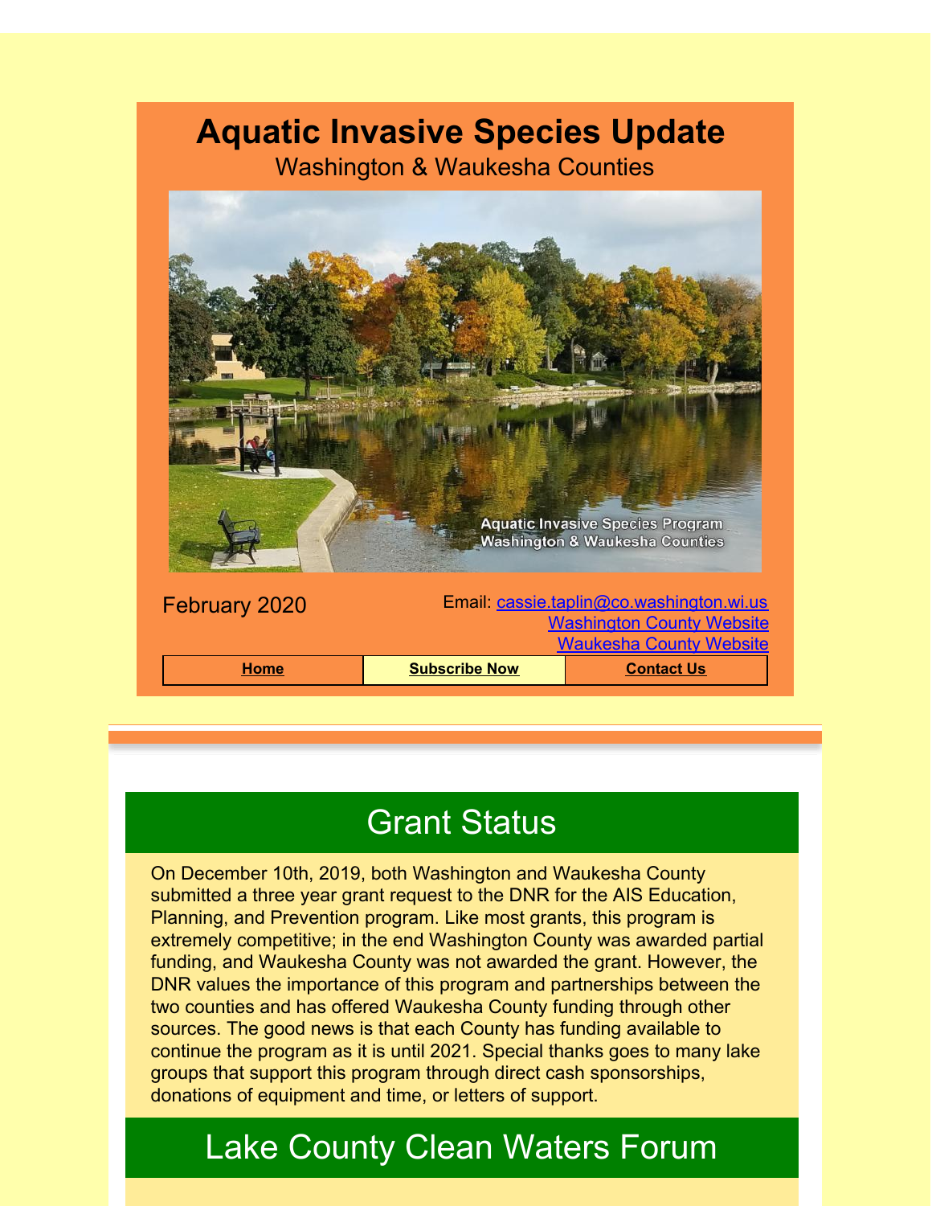# Aquatic Invasive Species Update

Washington & Waukesha Counties

February 2020

Email: cassie.taplin@co.washington.wi.us
Washington County Website
Waukesha County Website

| Home | Subscribe Now | Contact Us |
|---|---|---|

## Grant Status

On December 10th, 2019, both Washington and Waukesha County submitted a three year grant request to the DNR for the AIS Education, Planning, and Prevention program. Like most grants, this program is extremely competitive; in the end Washington County was awarded partial funding, and Waukesha County was not awarded the grant. However, the DNR values the importance of this program and partnerships between the two counties and has offered Waukesha County funding through other sources. The good news is that each County has funding available to continue the program as it is until 2021. Special thanks goes to many lake groups that support this program through direct cash sponsorships, donations of equipment and time, or letters of support.

## Lake County Clean Waters Forum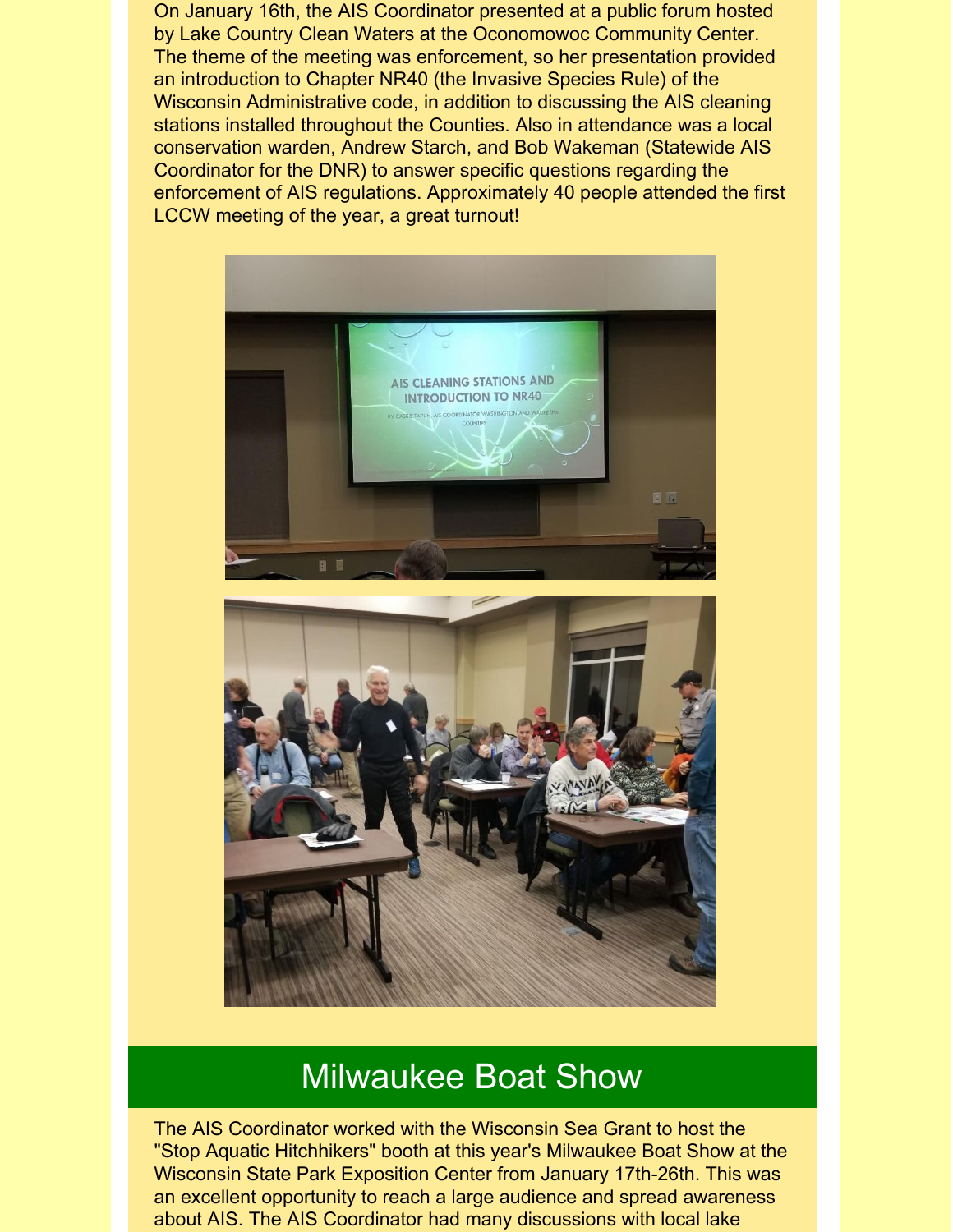On January 16th, the AIS Coordinator presented at a public forum hosted by Lake Country Clean Waters at the Oconomowoc Community Center. The theme of the meeting was enforcement, so her presentation provided an introduction to Chapter NR40 (the Invasive Species Rule) of the Wisconsin Administrative code, in addition to discussing the AIS cleaning stations installed throughout the Counties. Also in attendance was a local conservation warden, Andrew Starch, and Bob Wakeman (Statewide AIS Coordinator for the DNR) to answer specific questions regarding the enforcement of AIS regulations. Approximately 40 people attended the first LCCW meeting of the year, a great turnout!

## Milwaukee Boat Show

The AIS Coordinator worked with the Wisconsin Sea Grant to host the "Stop Aquatic Hitchhikers" booth at this year's Milwaukee Boat Show at the Wisconsin State Park Exposition Center from January 17th-26th. This was an excellent opportunity to reach a large audience and spread awareness about AIS. The AIS Coordinator had many discussions with local lake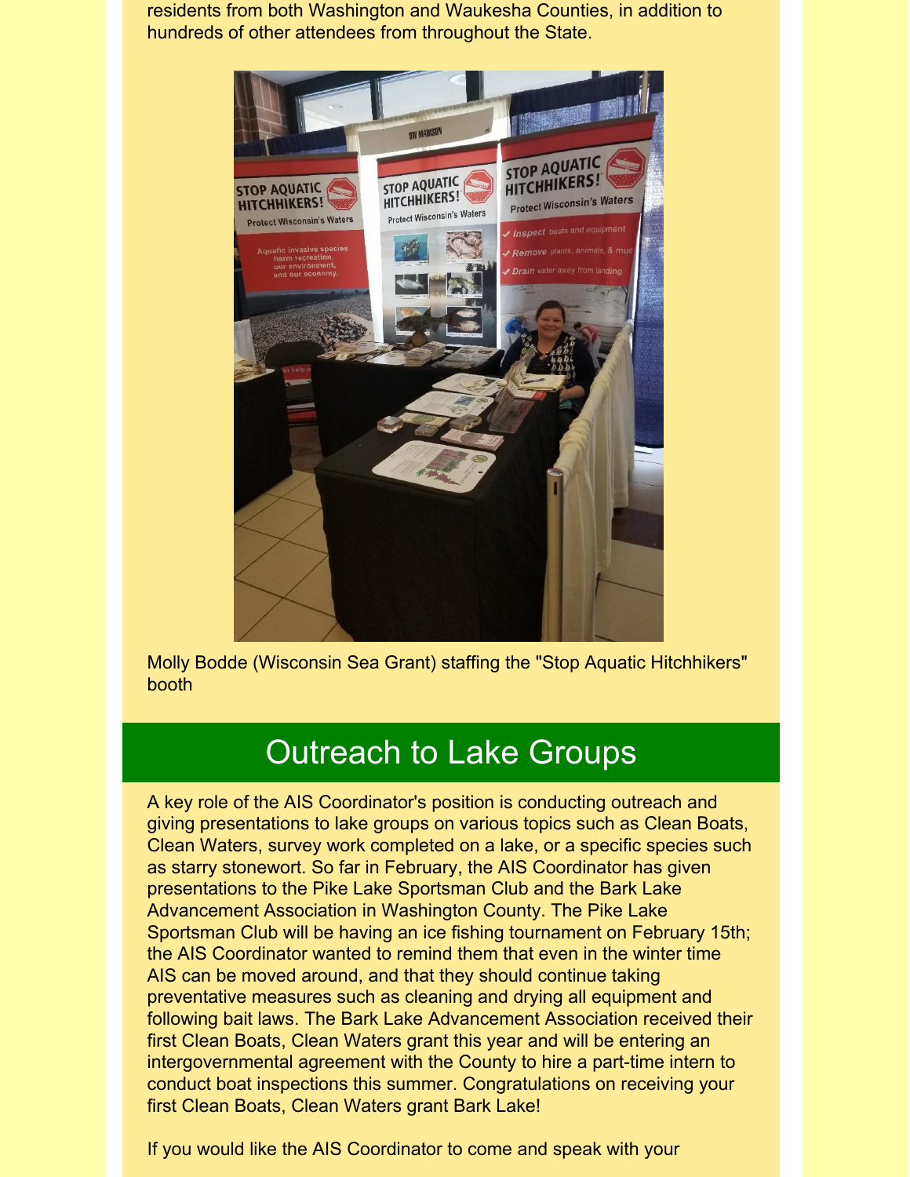residents from both Washington and Waukesha Counties, in addition to hundreds of other attendees from throughout the State.

Molly Bodde (Wisconsin Sea Grant) staffing the "Stop Aquatic Hitchhikers" booth

## Outreach to Lake Groups

A key role of the AIS Coordinator's position is conducting outreach and giving presentations to lake groups on various topics such as Clean Boats, Clean Waters, survey work completed on a lake, or a specific species such as starry stonewort. So far in February, the AIS Coordinator has given presentations to the Pike Lake Sportsman Club and the Bark Lake Advancement Association in Washington County. The Pike Lake Sportsman Club will be having an ice fishing tournament on February 15th; the AIS Coordinator wanted to remind them that even in the winter time AIS can be moved around, and that they should continue taking preventative measures such as cleaning and drying all equipment and following bait laws. The Bark Lake Advancement Association received their first Clean Boats, Clean Waters grant this year and will be entering an intergovernmental agreement with the County to hire a part-time intern to conduct boat inspections this summer. Congratulations on receiving your first Clean Boats, Clean Waters grant Bark Lake!

If you would like the AIS Coordinator to come and speak with your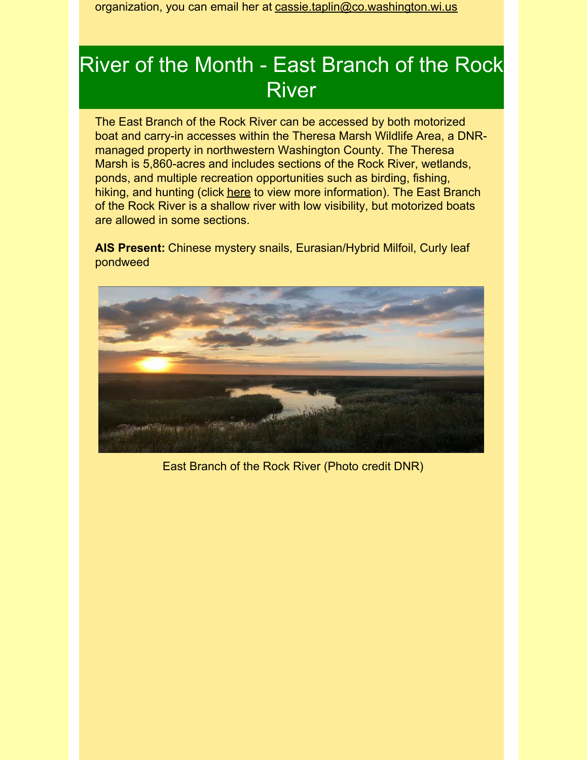organization, you can email her at cassie.taplin@co.washington.wi.us

## River of the Month - East Branch of the Rock River

The East Branch of the Rock River can be accessed by both motorized boat and carry-in accesses within the Theresa Marsh Wildlife Area, a DNR-managed property in northwestern Washington County. The Theresa Marsh is 5,860-acres and includes sections of the Rock River, wetlands, ponds, and multiple recreation opportunities such as birding, fishing, hiking, and hunting (click here to view more information). The East Branch of the Rock River is a shallow river with low visibility, but motorized boats are allowed in some sections.

**AIS Present:** Chinese mystery snails, Eurasian/Hybrid Milfoil, Curly leaf pondweed

East Branch of the Rock River (Photo credit DNR)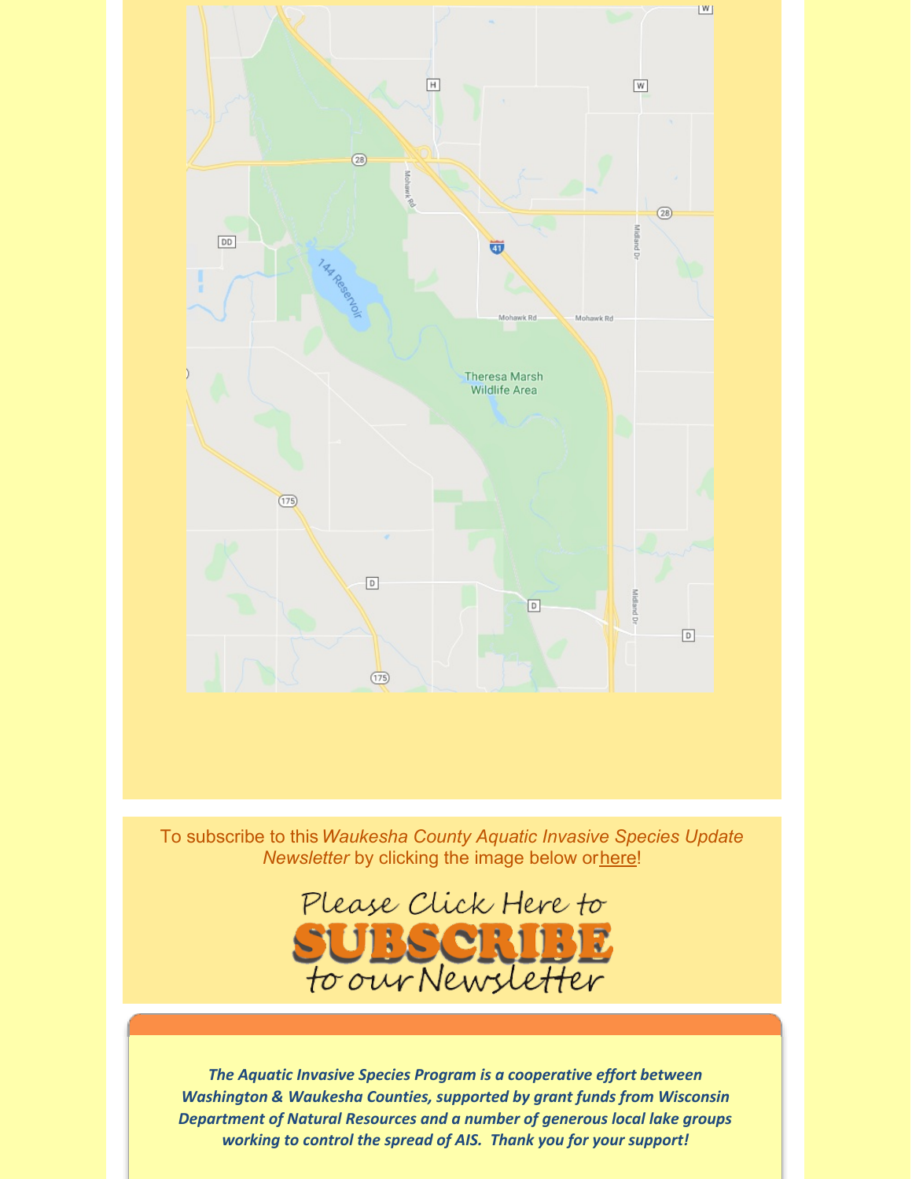To subscribe to this *Waukesha County Aquatic Invasive Species Update Newsletter* by clicking the image below or here!

Please Click Here to SUBSCRIBE to our Newsletter

***The Aquatic Invasive Species Program is a cooperative effort between Washington & Waukesha Counties, supported by grant funds from Wisconsin Department of Natural Resources and a number of generous local lake groups working to control the spread of AIS. Thank you for your support!***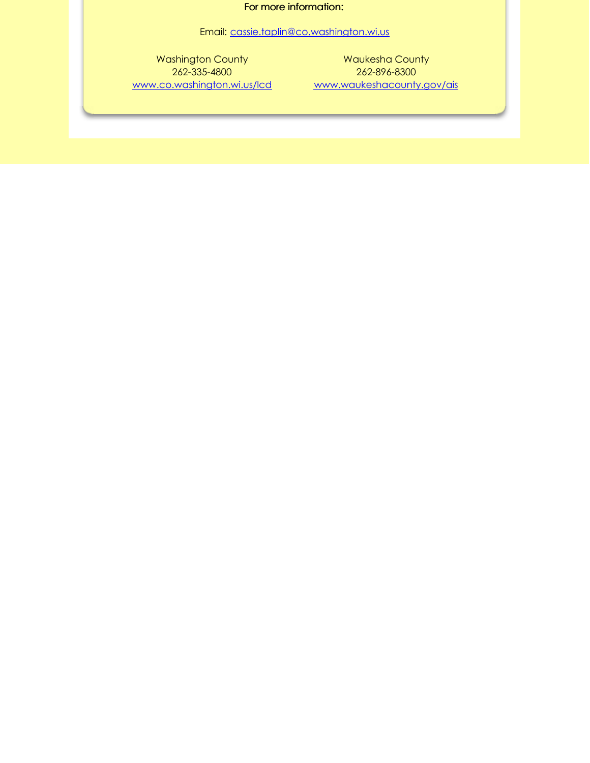For more information:

Email: cassie.taplin@co.washington.wi.us

Washington County
262-335-4800
www.co.washington.wi.us/lcd

Waukesha County
262-896-8300
www.waukeshacounty.gov/ais